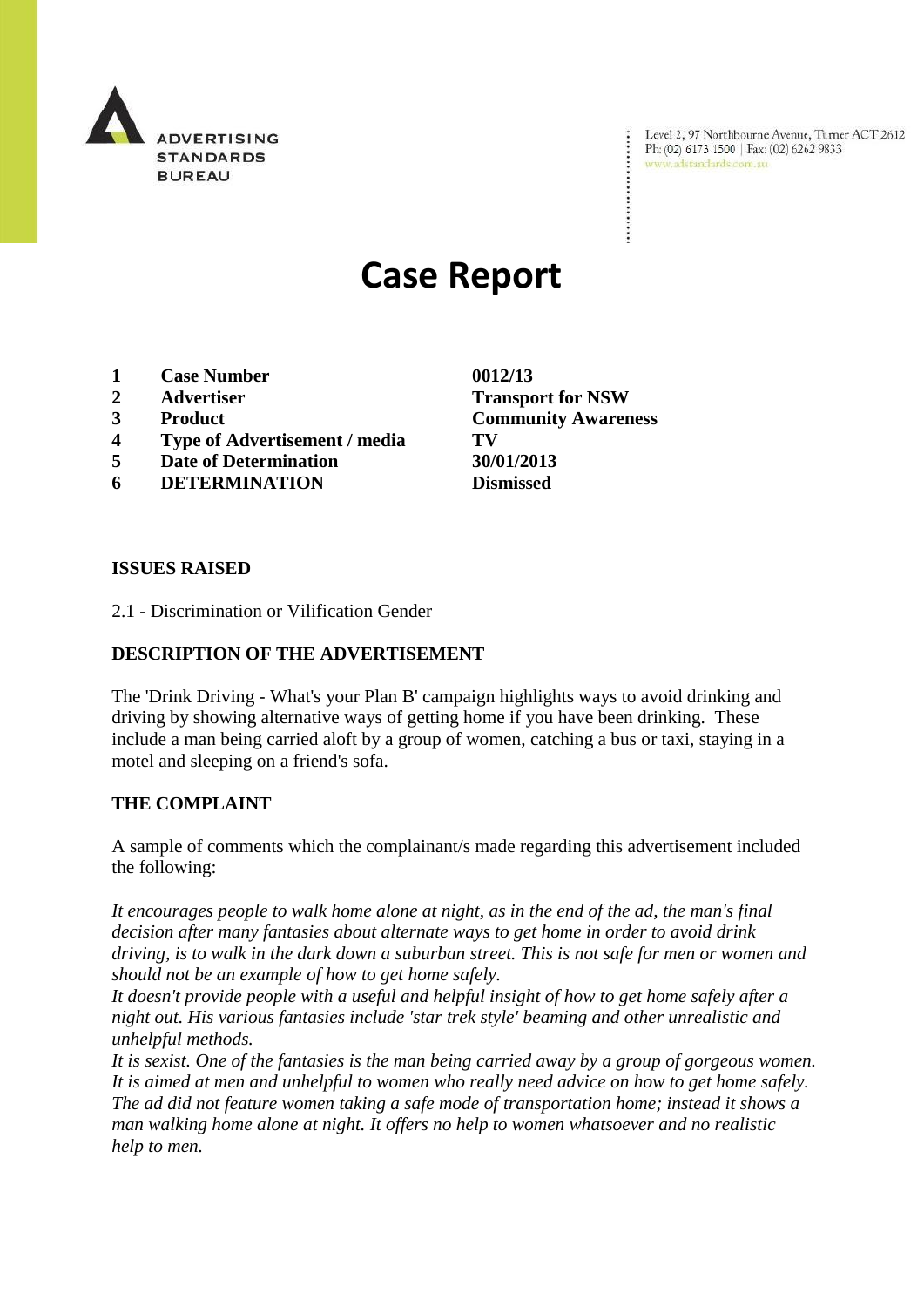ADVERTISING STANDARDS BUREAU

Level 2, 97 Northbourne Avenue, Turner ACT 2612
Ph: (02) 6173 1500 | Fax: (02) 6262 9833
www.adstandards.com.au

# Case Report

| | | |
|---|---|---|
| **1** | **Case Number** | **0012/13** |
| **2** | **Advertiser** | **Transport for NSW** |
| **3** | **Product** | **Community Awareness** |
| **4** | **Type of Advertisement / media** | **TV** |
| **5** | **Date of Determination** | **30/01/2013** |
| **6** | **DETERMINATION** | **Dismissed** |

**ISSUES RAISED**

2.1 - Discrimination or Vilification Gender

**DESCRIPTION OF THE ADVERTISEMENT**

The 'Drink Driving - What's your Plan B' campaign highlights ways to avoid drinking and driving by showing alternative ways of getting home if you have been drinking. These include a man being carried aloft by a group of women, catching a bus or taxi, staying in a motel and sleeping on a friend's sofa.

**THE COMPLAINT**

A sample of comments which the complainant/s made regarding this advertisement included the following:

*It encourages people to walk home alone at night, as in the end of the ad, the man's final decision after many fantasies about alternate ways to get home in order to avoid drink driving, is to walk in the dark down a suburban street. This is not safe for men or women and should not be an example of how to get home safely.*
*It doesn't provide people with a useful and helpful insight of how to get home safely after a night out. His various fantasies include 'star trek style' beaming and other unrealistic and unhelpful methods.*
*It is sexist. One of the fantasies is the man being carried away by a group of gorgeous women. It is aimed at men and unhelpful to women who really need advice on how to get home safely. The ad did not feature women taking a safe mode of transportation home; instead it shows a man walking home alone at night. It offers no help to women whatsoever and no realistic help to men.*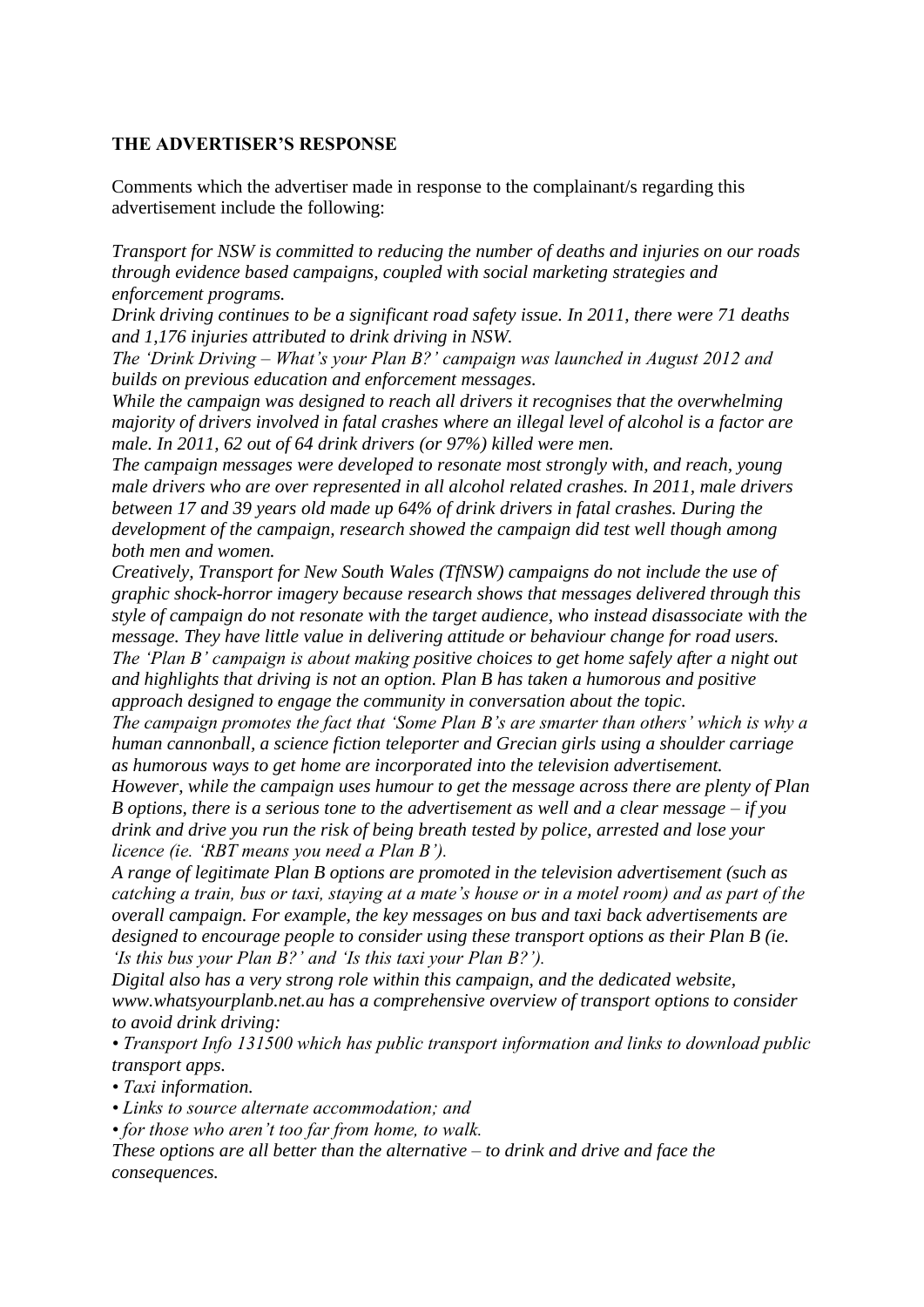**THE ADVERTISER'S RESPONSE**

Comments which the advertiser made in response to the complainant/s regarding this advertisement include the following:

*Transport for NSW is committed to reducing the number of deaths and injuries on our roads through evidence based campaigns, coupled with social marketing strategies and enforcement programs.*

*Drink driving continues to be a significant road safety issue. In 2011, there were 71 deaths and 1,176 injuries attributed to drink driving in NSW.*

*The 'Drink Driving – What's your Plan B?' campaign was launched in August 2012 and builds on previous education and enforcement messages.*

*While the campaign was designed to reach all drivers it recognises that the overwhelming majority of drivers involved in fatal crashes where an illegal level of alcohol is a factor are male. In 2011, 62 out of 64 drink drivers (or 97%) killed were men.*

*The campaign messages were developed to resonate most strongly with, and reach, young male drivers who are over represented in all alcohol related crashes. In 2011, male drivers between 17 and 39 years old made up 64% of drink drivers in fatal crashes. During the development of the campaign, research showed the campaign did test well though among both men and women.*

*Creatively, Transport for New South Wales (TfNSW) campaigns do not include the use of graphic shock-horror imagery because research shows that messages delivered through this style of campaign do not resonate with the target audience, who instead disassociate with the message. They have little value in delivering attitude or behaviour change for road users.*

*The 'Plan B' campaign is about making positive choices to get home safely after a night out and highlights that driving is not an option. Plan B has taken a humorous and positive approach designed to engage the community in conversation about the topic.*

*The campaign promotes the fact that 'Some Plan B's are smarter than others' which is why a human cannonball, a science fiction teleporter and Grecian girls using a shoulder carriage as humorous ways to get home are incorporated into the television advertisement.*

*However, while the campaign uses humour to get the message across there are plenty of Plan B options, there is a serious tone to the advertisement as well and a clear message – if you drink and drive you run the risk of being breath tested by police, arrested and lose your licence (ie. 'RBT means you need a Plan B').*

*A range of legitimate Plan B options are promoted in the television advertisement (such as catching a train, bus or taxi, staying at a mate's house or in a motel room) and as part of the overall campaign. For example, the key messages on bus and taxi back advertisements are designed to encourage people to consider using these transport options as their Plan B (ie. 'Is this bus your Plan B?' and 'Is this taxi your Plan B?').*

*Digital also has a very strong role within this campaign, and the dedicated website, www.whatsyourplanb.net.au has a comprehensive overview of transport options to consider to avoid drink driving:*

- *Transport Info 131500 which has public transport information and links to download public transport apps.*
- *Taxi information.*
- *Links to source alternate accommodation; and*
- *for those who aren't too far from home, to walk.*

*These options are all better than the alternative – to drink and drive and face the consequences.*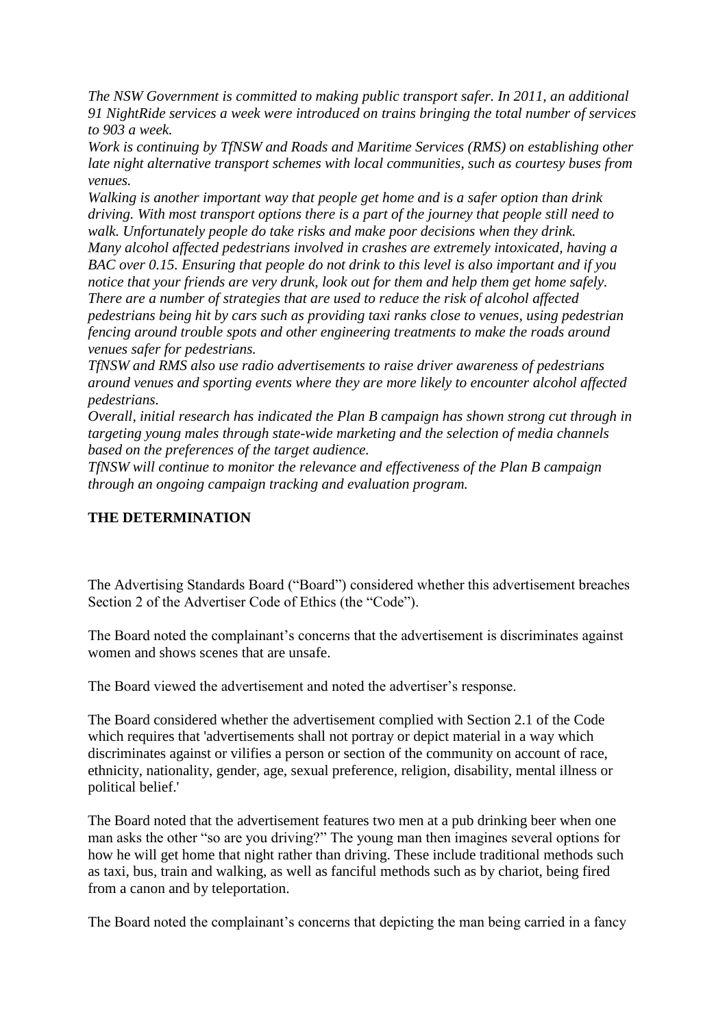*The NSW Government is committed to making public transport safer. In 2011, an additional 91 NightRide services a week were introduced on trains bringing the total number of services to 903 a week.*

*Work is continuing by TfNSW and Roads and Maritime Services (RMS) on establishing other late night alternative transport schemes with local communities, such as courtesy buses from venues.*

*Walking is another important way that people get home and is a safer option than drink driving. With most transport options there is a part of the journey that people still need to walk. Unfortunately people do take risks and make poor decisions when they drink.*

*Many alcohol affected pedestrians involved in crashes are extremely intoxicated, having a BAC over 0.15. Ensuring that people do not drink to this level is also important and if you notice that your friends are very drunk, look out for them and help them get home safely.*

*There are a number of strategies that are used to reduce the risk of alcohol affected pedestrians being hit by cars such as providing taxi ranks close to venues, using pedestrian fencing around trouble spots and other engineering treatments to make the roads around venues safer for pedestrians.*

*TfNSW and RMS also use radio advertisements to raise driver awareness of pedestrians around venues and sporting events where they are more likely to encounter alcohol affected pedestrians.*

*Overall, initial research has indicated the Plan B campaign has shown strong cut through in targeting young males through state-wide marketing and the selection of media channels based on the preferences of the target audience.*

*TfNSW will continue to monitor the relevance and effectiveness of the Plan B campaign through an ongoing campaign tracking and evaluation program.*

**THE DETERMINATION**

The Advertising Standards Board ("Board") considered whether this advertisement breaches Section 2 of the Advertiser Code of Ethics (the "Code").

The Board noted the complainant's concerns that the advertisement is discriminates against women and shows scenes that are unsafe.

The Board viewed the advertisement and noted the advertiser's response.

The Board considered whether the advertisement complied with Section 2.1 of the Code which requires that 'advertisements shall not portray or depict material in a way which discriminates against or vilifies a person or section of the community on account of race, ethnicity, nationality, gender, age, sexual preference, religion, disability, mental illness or political belief.'

The Board noted that the advertisement features two men at a pub drinking beer when one man asks the other "so are you driving?" The young man then imagines several options for how he will get home that night rather than driving. These include traditional methods such as taxi, bus, train and walking, as well as fanciful methods such as by chariot, being fired from a canon and by teleportation.

The Board noted the complainant's concerns that depicting the man being carried in a fancy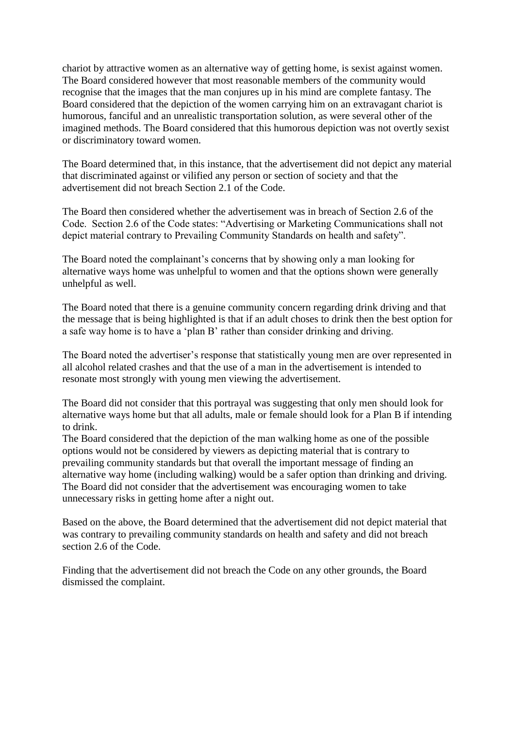chariot by attractive women as an alternative way of getting home, is sexist against women. The Board considered however that most reasonable members of the community would recognise that the images that the man conjures up in his mind are complete fantasy. The Board considered that the depiction of the women carrying him on an extravagant chariot is humorous, fanciful and an unrealistic transportation solution, as were several other of the imagined methods. The Board considered that this humorous depiction was not overtly sexist or discriminatory toward women.

The Board determined that, in this instance, that the advertisement did not depict any material that discriminated against or vilified any person or section of society and that the advertisement did not breach Section 2.1 of the Code.

The Board then considered whether the advertisement was in breach of Section 2.6 of the Code. Section 2.6 of the Code states: "Advertising or Marketing Communications shall not depict material contrary to Prevailing Community Standards on health and safety".

The Board noted the complainant's concerns that by showing only a man looking for alternative ways home was unhelpful to women and that the options shown were generally unhelpful as well.

The Board noted that there is a genuine community concern regarding drink driving and that the message that is being highlighted is that if an adult choses to drink then the best option for a safe way home is to have a 'plan B' rather than consider drinking and driving.

The Board noted the advertiser's response that statistically young men are over represented in all alcohol related crashes and that the use of a man in the advertisement is intended to resonate most strongly with young men viewing the advertisement.

The Board did not consider that this portrayal was suggesting that only men should look for alternative ways home but that all adults, male or female should look for a Plan B if intending to drink.

The Board considered that the depiction of the man walking home as one of the possible options would not be considered by viewers as depicting material that is contrary to prevailing community standards but that overall the important message of finding an alternative way home (including walking) would be a safer option than drinking and driving. The Board did not consider that the advertisement was encouraging women to take unnecessary risks in getting home after a night out.

Based on the above, the Board determined that the advertisement did not depict material that was contrary to prevailing community standards on health and safety and did not breach section 2.6 of the Code.

Finding that the advertisement did not breach the Code on any other grounds, the Board dismissed the complaint.